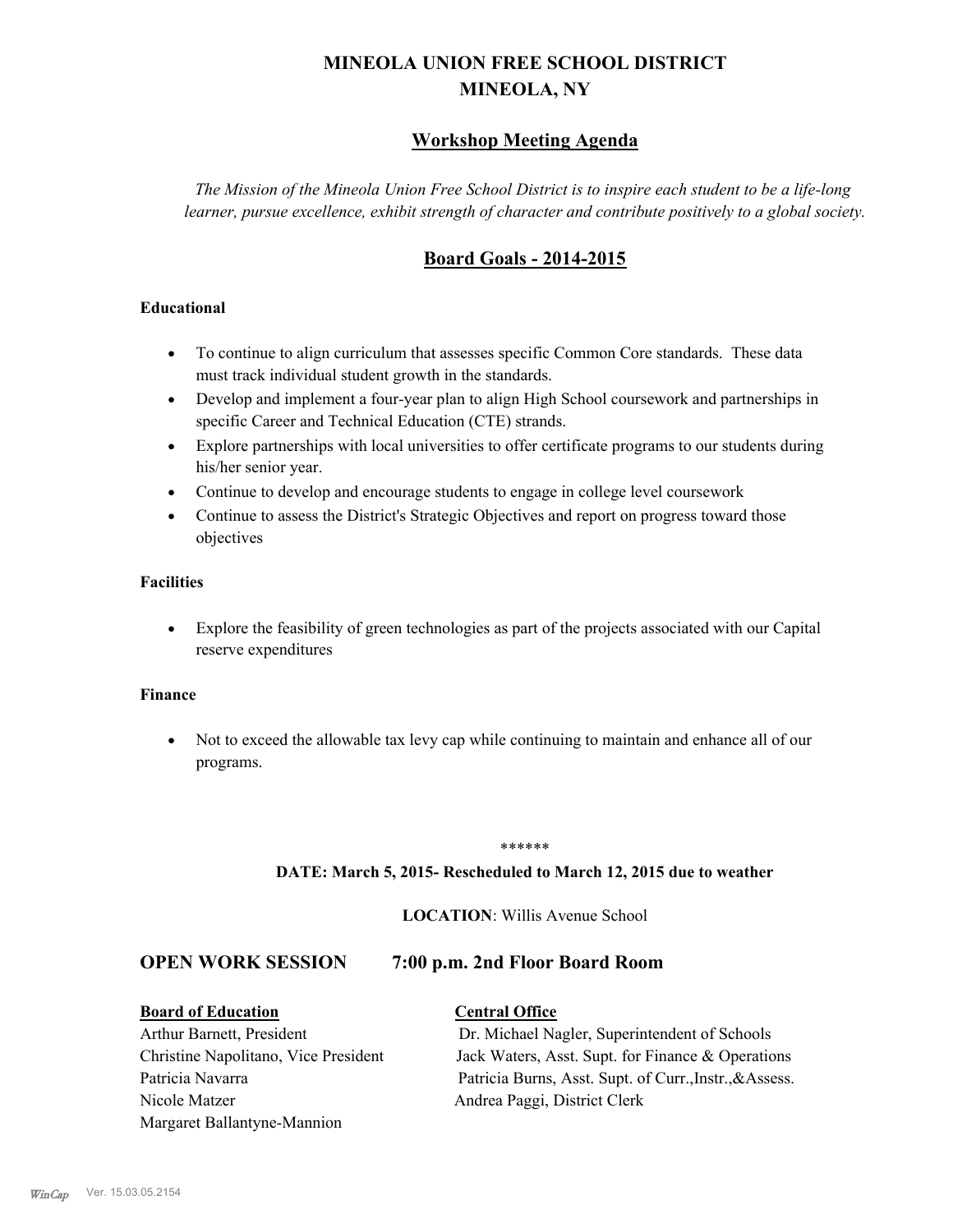# MINEOLA UNION FREE SCHOOL DISTRICT
# MINEOLA, NY

## Workshop Meeting Agenda

*The Mission of the Mineola Union Free School District is to inspire each student to be a life-long learner, pursue excellence, exhibit strength of character and contribute positively to a global society.*

## Board Goals - 2014-2015

**Educational**

- To continue to align curriculum that assesses specific Common Core standards. These data must track individual student growth in the standards.
- Develop and implement a four-year plan to align High School coursework and partnerships in specific Career and Technical Education (CTE) strands.
- Explore partnerships with local universities to offer certificate programs to our students during his/her senior year.
- Continue to develop and encourage students to engage in college level coursework
- Continue to assess the District's Strategic Objectives and report on progress toward those objectives

**Facilities**

- Explore the feasibility of green technologies as part of the projects associated with our Capital reserve expenditures

**Finance**

- Not to exceed the allowable tax levy cap while continuing to maintain and enhance all of our programs.

******

**DATE: March 5, 2015- Rescheduled to March 12, 2015 due to weather**

**LOCATION**: Willis Avenue School

## OPEN WORK SESSION 7:00 p.m. 2nd Floor Board Room

| **Board of Education** | **Central Office** |
|---|---|
| Arthur Barnett, President | Dr. Michael Nagler, Superintendent of Schools |
| Christine Napolitano, Vice President | Jack Waters, Asst. Supt. for Finance & Operations |
| Patricia Navarra | Patricia Burns, Asst. Supt. of Curr.,Instr.,&Assess. |
| Nicole Matzer | Andrea Paggi, District Clerk |
| Margaret Ballantyne-Mannion | |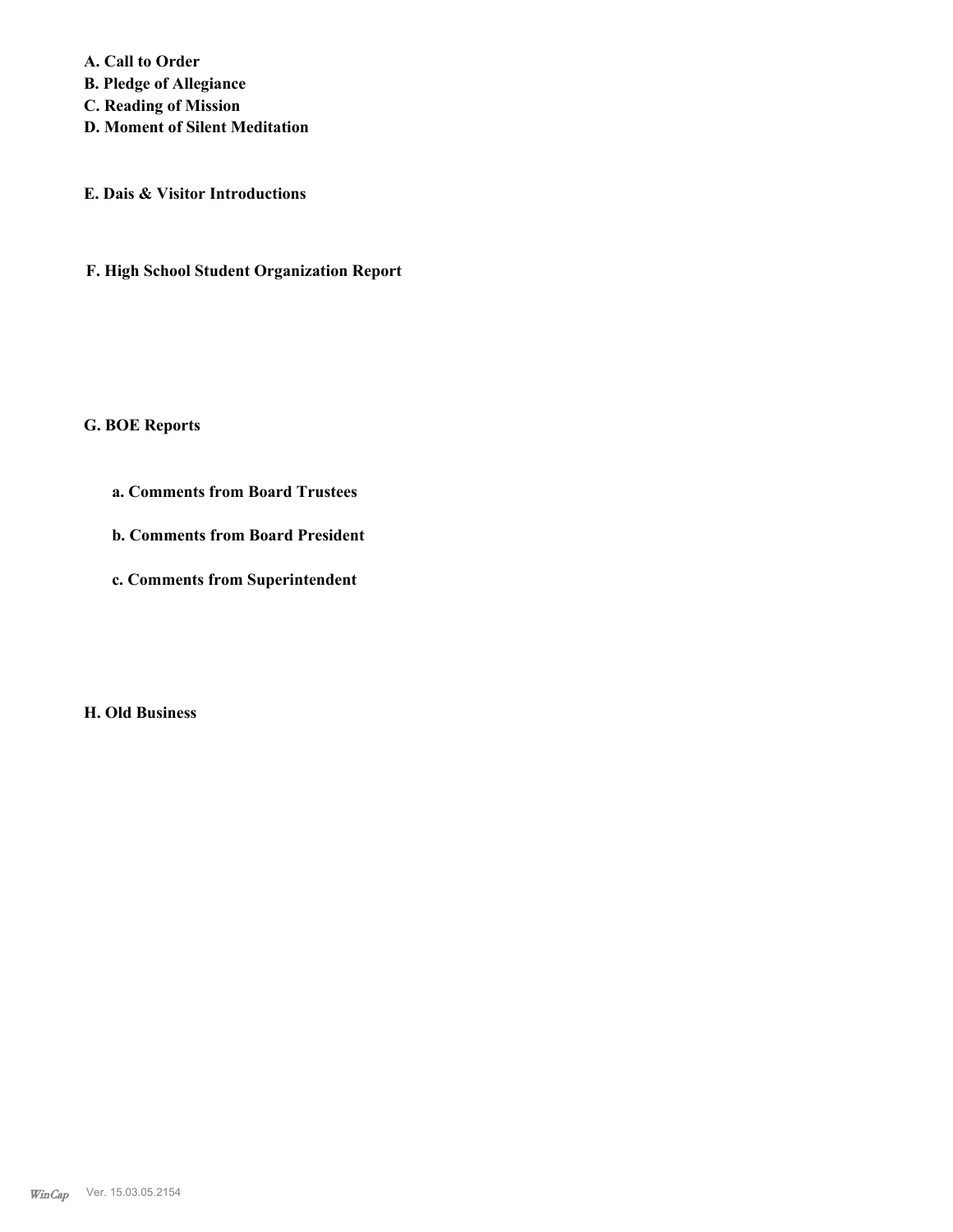**A. Call to Order**
**B. Pledge of Allegiance**
**C. Reading of Mission**
**D. Moment of Silent Meditation**

**E. Dais & Visitor Introductions**

**F. High School Student Organization Report**

**G. BOE Reports**

**a. Comments from Board Trustees**

**b. Comments from Board President**

**c. Comments from Superintendent**

**H. Old Business**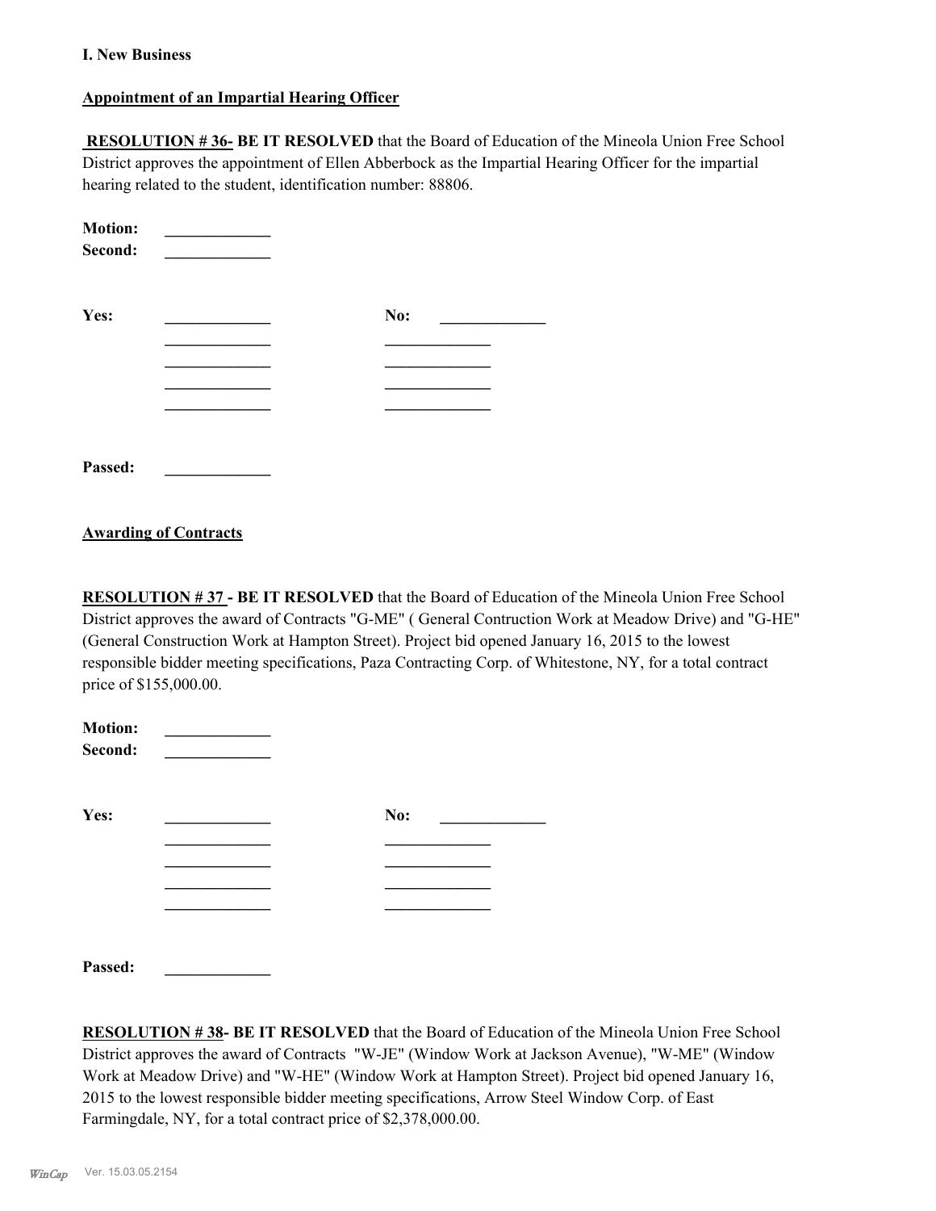**I. New Business**

**Appointment of an Impartial Hearing Officer**

**RESOLUTION # 36- BE IT RESOLVED** that the Board of Education of the Mineola Union Free School District approves the appointment of Ellen Abberbock as the Impartial Hearing Officer for the impartial hearing related to the student, identification number: 88806.

**Motion:** _____________
**Second:** _____________

**Yes:** _____________ **No:** _____________
_____________ _____________
_____________ _____________
_____________ _____________
_____________ _____________

**Passed:** _____________

**Awarding of Contracts**

**RESOLUTION # 37 - BE IT RESOLVED** that the Board of Education of the Mineola Union Free School District approves the award of Contracts "G-ME" ( General Contruction Work at Meadow Drive) and "G-HE" (General Construction Work at Hampton Street). Project bid opened January 16, 2015 to the lowest responsible bidder meeting specifications, Paza Contracting Corp. of Whitestone, NY, for a total contract price of $155,000.00.

**Motion:** _____________
**Second:** _____________

**Yes:** _____________ **No:** _____________
_____________ _____________
_____________ _____________
_____________ _____________
_____________ _____________

**Passed:** _____________

**RESOLUTION # 38- BE IT RESOLVED** that the Board of Education of the Mineola Union Free School District approves the award of Contracts "W-JE" (Window Work at Jackson Avenue), "W-ME" (Window Work at Meadow Drive) and "W-HE" (Window Work at Hampton Street). Project bid opened January 16, 2015 to the lowest responsible bidder meeting specifications, Arrow Steel Window Corp. of East Farmingdale, NY, for a total contract price of $2,378,000.00.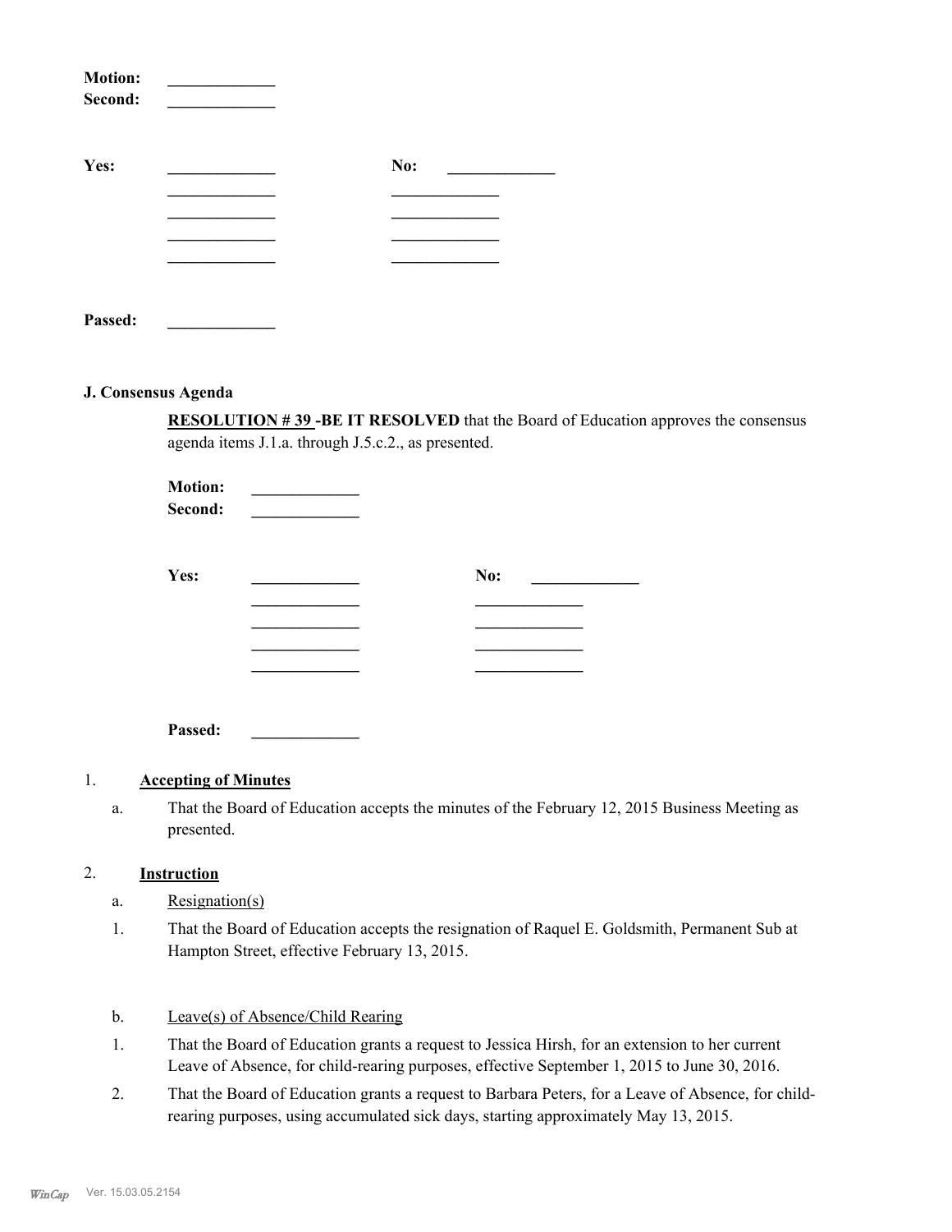**Motion:** _____________
**Second:** _____________

**Yes:** _____________ **No:** _____________
_____________ _____________
_____________ _____________
_____________ _____________
_____________ _____________

**Passed:** _____________

**J. Consensus Agenda**

**RESOLUTION # 39 -BE IT RESOLVED** that the Board of Education approves the consensus agenda items J.1.a. through J.5.c.2., as presented.

**Motion:** _____________
**Second:** _____________

**Yes:** _____________ **No:** _____________
_____________ _____________
_____________ _____________
_____________ _____________
_____________ _____________

**Passed:** _____________

1. **Accepting of Minutes**

   a. That the Board of Education accepts the minutes of the February 12, 2015 Business Meeting as presented.

2. **Instruction**

   a. Resignation(s)

   1. That the Board of Education accepts the resignation of Raquel E. Goldsmith, Permanent Sub at Hampton Street, effective February 13, 2015.

   b. Leave(s) of Absence/Child Rearing

   1. That the Board of Education grants a request to Jessica Hirsh, for an extension to her current Leave of Absence, for child-rearing purposes, effective September 1, 2015 to June 30, 2016.
   2. That the Board of Education grants a request to Barbara Peters, for a Leave of Absence, for child-rearing purposes, using accumulated sick days, starting approximately May 13, 2015.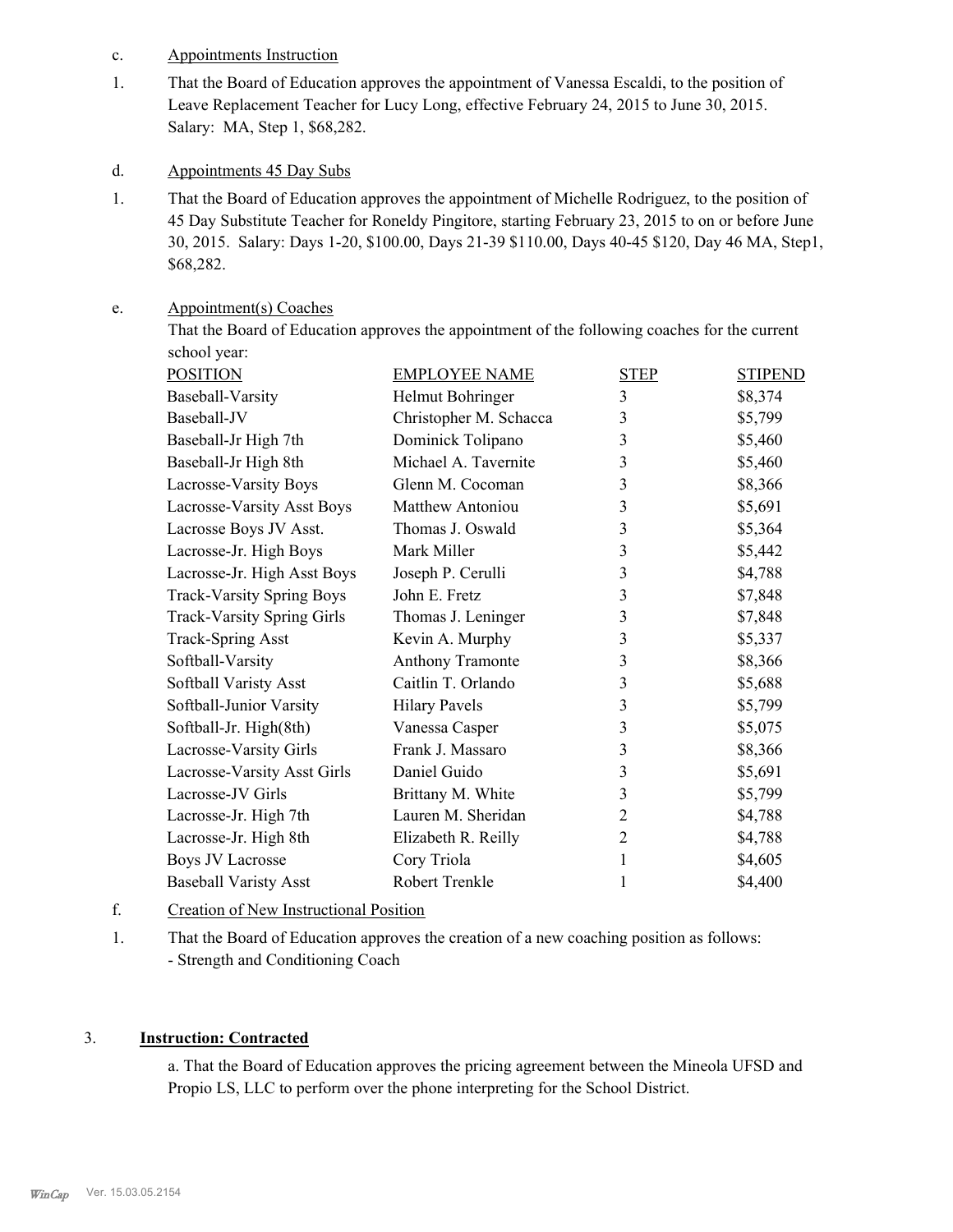c. Appointments Instruction

1. That the Board of Education approves the appointment of Vanessa Escaldi, to the position of Leave Replacement Teacher for Lucy Long, effective February 24, 2015 to June 30, 2015. Salary: MA, Step 1, $68,282.

d. Appointments 45 Day Subs

1. That the Board of Education approves the appointment of Michelle Rodriguez, to the position of 45 Day Substitute Teacher for Roneldy Pingitore, starting February 23, 2015 to on or before June 30, 2015. Salary: Days 1-20, $100.00, Days 21-39 $110.00, Days 40-45 $120, Day 46 MA, Step1, $68,282.

e. Appointment(s) Coaches

That the Board of Education approves the appointment of the following coaches for the current school year:

| POSITION | EMPLOYEE NAME | STEP | STIPEND |
|---|---|---|---|
| Baseball-Varsity | Helmut Bohringer | 3 | $8,374 |
| Baseball-JV | Christopher M. Schacca | 3 | $5,799 |
| Baseball-Jr High 7th | Dominick Tolipano | 3 | $5,460 |
| Baseball-Jr High 8th | Michael A. Tavernite | 3 | $5,460 |
| Lacrosse-Varsity Boys | Glenn M. Cocoman | 3 | $8,366 |
| Lacrosse-Varsity Asst Boys | Matthew Antoniou | 3 | $5,691 |
| Lacrosse Boys JV Asst. | Thomas J. Oswald | 3 | $5,364 |
| Lacrosse-Jr. High Boys | Mark Miller | 3 | $5,442 |
| Lacrosse-Jr. High Asst Boys | Joseph P. Cerulli | 3 | $4,788 |
| Track-Varsity Spring Boys | John E. Fretz | 3 | $7,848 |
| Track-Varsity Spring Girls | Thomas J. Leninger | 3 | $7,848 |
| Track-Spring Asst | Kevin A. Murphy | 3 | $5,337 |
| Softball-Varsity | Anthony Tramonte | 3 | $8,366 |
| Softball Varisty Asst | Caitlin T. Orlando | 3 | $5,688 |
| Softball-Junior Varsity | Hilary Pavels | 3 | $5,799 |
| Softball-Jr. High(8th) | Vanessa Casper | 3 | $5,075 |
| Lacrosse-Varsity Girls | Frank J. Massaro | 3 | $8,366 |
| Lacrosse-Varsity Asst Girls | Daniel Guido | 3 | $5,691 |
| Lacrosse-JV Girls | Brittany M. White | 3 | $5,799 |
| Lacrosse-Jr. High 7th | Lauren M. Sheridan | 2 | $4,788 |
| Lacrosse-Jr. High 8th | Elizabeth R. Reilly | 2 | $4,788 |
| Boys JV Lacrosse | Cory Triola | 1 | $4,605 |
| Baseball Varisty Asst | Robert Trenkle | 1 | $4,400 |

f. Creation of New Instructional Position

1. That the Board of Education approves the creation of a new coaching position as follows:
- Strength and Conditioning Coach

3. **Instruction: Contracted**

a. That the Board of Education approves the pricing agreement between the Mineola UFSD and Propio LS, LLC to perform over the phone interpreting for the School District.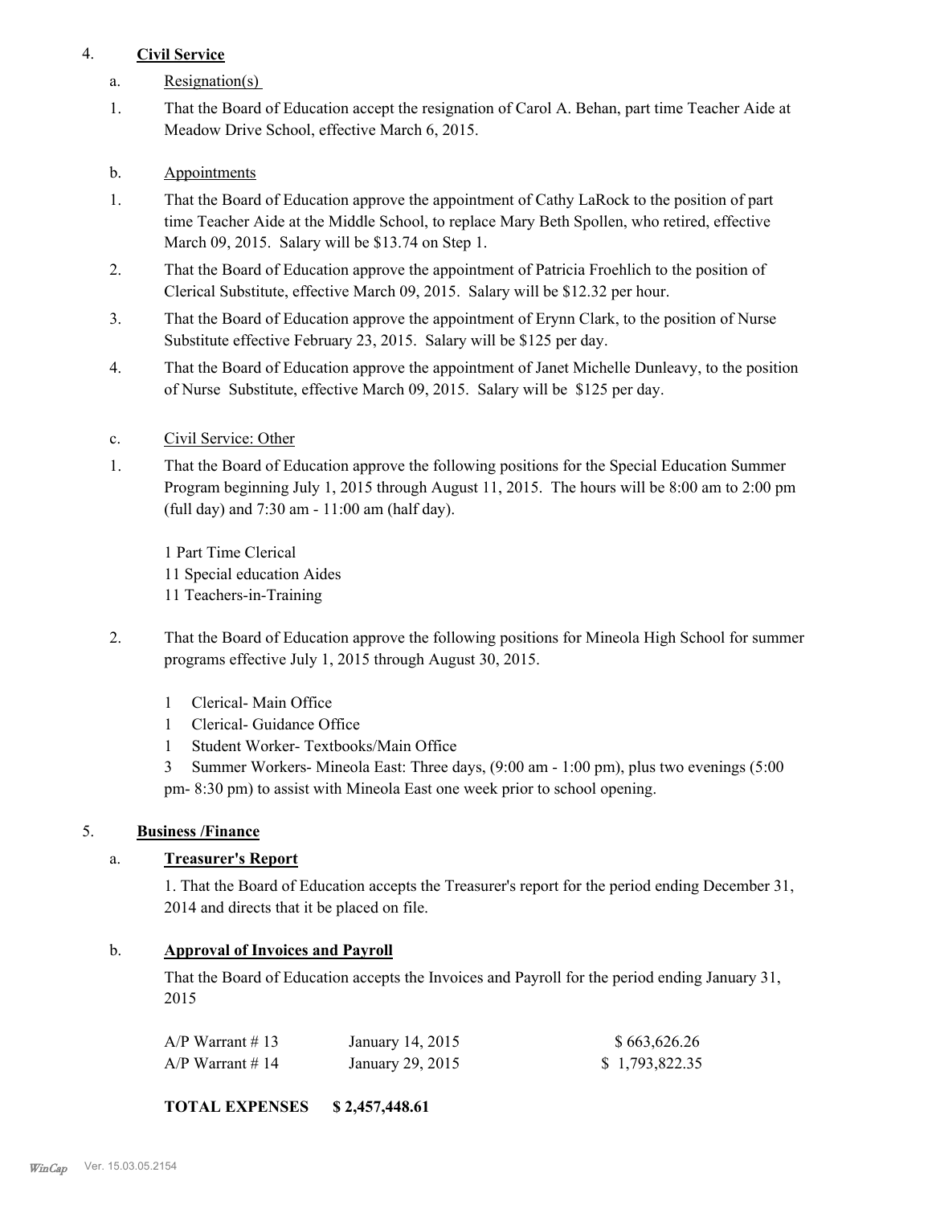4. **Civil Service**

a. Resignation(s)

1. That the Board of Education accept the resignation of Carol A. Behan, part time Teacher Aide at Meadow Drive School, effective March 6, 2015.

b. Appointments

1. That the Board of Education approve the appointment of Cathy LaRock to the position of part time Teacher Aide at the Middle School, to replace Mary Beth Spollen, who retired, effective March 09, 2015. Salary will be $13.74 on Step 1.
2. That the Board of Education approve the appointment of Patricia Froehlich to the position of Clerical Substitute, effective March 09, 2015. Salary will be $12.32 per hour.
3. That the Board of Education approve the appointment of Erynn Clark, to the position of Nurse Substitute effective February 23, 2015. Salary will be $125 per day.
4. That the Board of Education approve the appointment of Janet Michelle Dunleavy, to the position of Nurse Substitute, effective March 09, 2015. Salary will be $125 per day.

c. Civil Service: Other

1. That the Board of Education approve the following positions for the Special Education Summer Program beginning July 1, 2015 through August 11, 2015. The hours will be 8:00 am to 2:00 pm (full day) and 7:30 am - 11:00 am (half day).

   1 Part Time Clerical
   11 Special education Aides
   11 Teachers-in-Training

2. That the Board of Education approve the following positions for Mineola High School for summer programs effective July 1, 2015 through August 30, 2015.

   1 Clerical- Main Office
   1 Clerical- Guidance Office
   1 Student Worker- Textbooks/Main Office
   3 Summer Workers- Mineola East: Three days, (9:00 am - 1:00 pm), plus two evenings (5:00 pm- 8:30 pm) to assist with Mineola East one week prior to school opening.

5. **Business /Finance**

a. **Treasurer's Report**

1. That the Board of Education accepts the Treasurer's report for the period ending December 31, 2014 and directs that it be placed on file.

b. **Approval of Invoices and Payroll**

That the Board of Education accepts the Invoices and Payroll for the period ending January 31, 2015

| | | |
|---|---|---|
| A/P Warrant # 13 | January 14, 2015 | $ 663,626.26 |
| A/P Warrant # 14 | January 29, 2015 | $ 1,793,822.35 |

**TOTAL EXPENSES $ 2,457,448.61**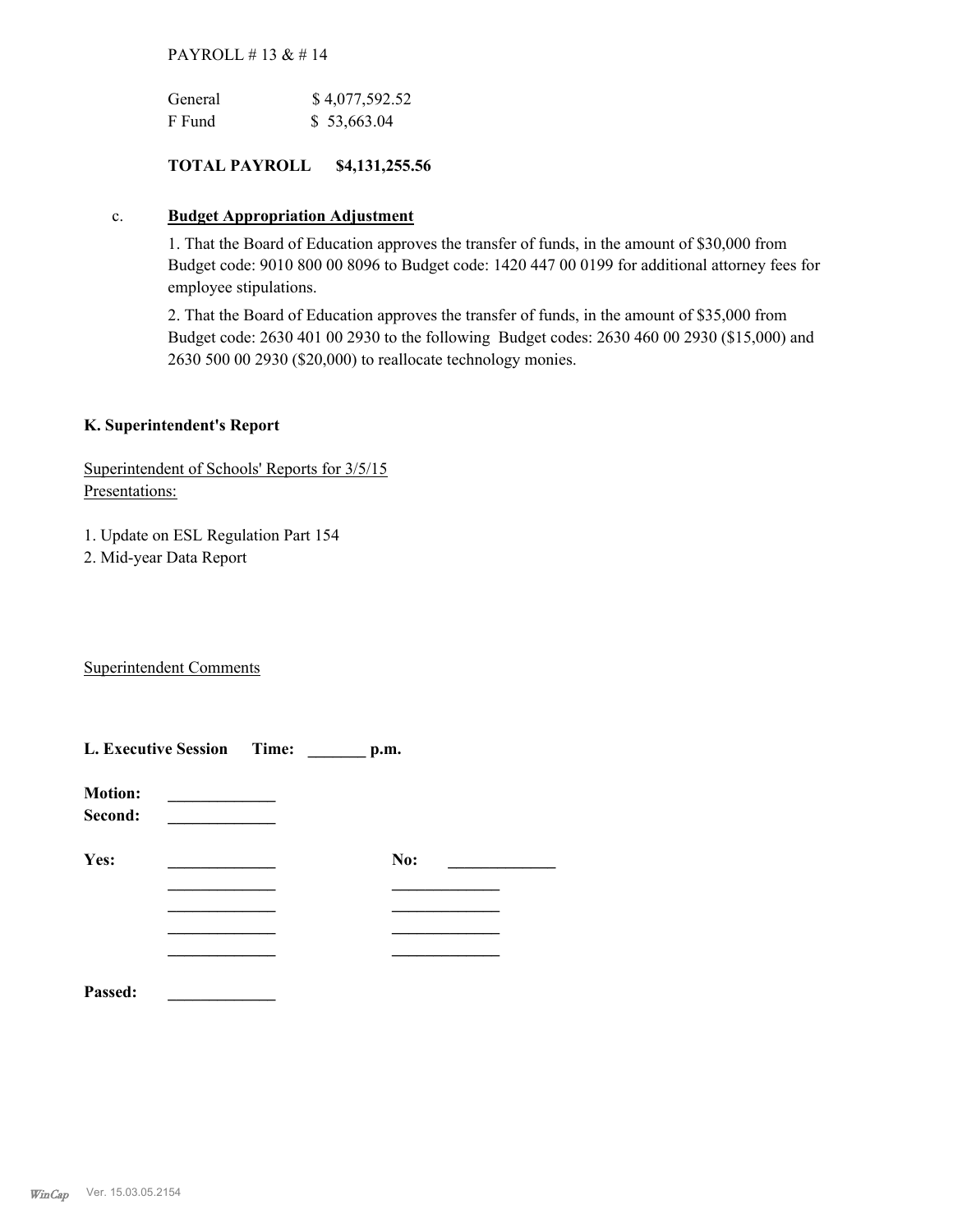PAYROLL # 13 & # 14

| | |
|---|---|
| General | $ 4,077,592.52 |
| F Fund | $ 53,663.04 |

**TOTAL PAYROLL $4,131,255.56**

c. **Budget Appropriation Adjustment**

1. That the Board of Education approves the transfer of funds, in the amount of $30,000 from Budget code: 9010 800 00 8096 to Budget code: 1420 447 00 0199 for additional attorney fees for employee stipulations.

2. That the Board of Education approves the transfer of funds, in the amount of $35,000 from Budget code: 2630 401 00 2930 to the following Budget codes: 2630 460 00 2930 ($15,000) and 2630 500 00 2930 ($20,000) to reallocate technology monies.

## K. Superintendent's Report

Superintendent of Schools' Reports for 3/5/15
Presentations:

1. Update on ESL Regulation Part 154
2. Mid-year Data Report

Superintendent Comments

## L. Executive Session Time: _______ p.m.

**Motion:** _____________
**Second:** _____________

**Yes:** _____________ **No:** _____________
_____________ _____________
_____________ _____________
_____________ _____________
_____________ _____________

**Passed:** _____________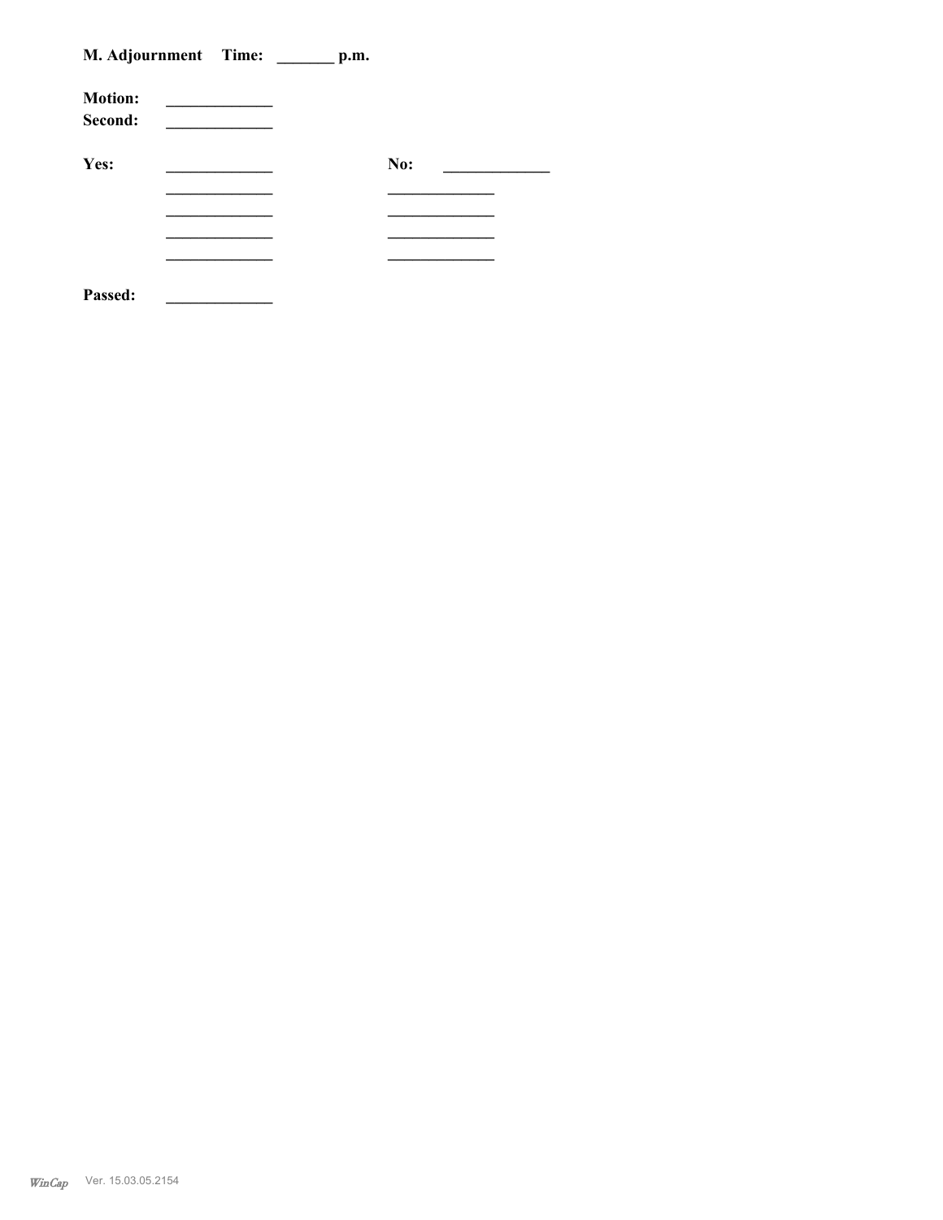**M. Adjournment Time: _______ p.m.**

**Motion:** _____________
**Second:** _____________

| | | | |
|---|---|---|---|
| **Yes:** | _____________ | **No:** | _____________ |
| | _____________ | | _____________ |
| | _____________ | | _____________ |
| | _____________ | | _____________ |
| | _____________ | | _____________ |

**Passed:** _____________